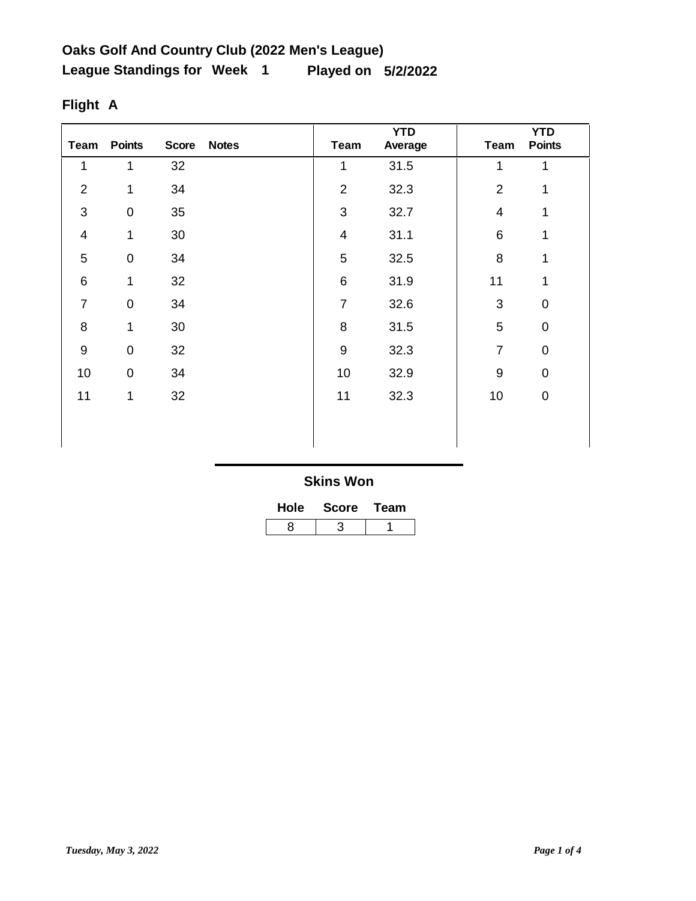**Oaks Golf And Country Club (2022 Men's League)**

**League Standings for Week 1 Played on 5/2/2022**

**Flight A**

| Team | Points | Score | Notes | Team | YTD Average | Team | YTD Points |
|---|---|---|---|---|---|---|---|
| 1 | 1 | 32 | | 1 | 31.5 | 1 | 1 |
| 2 | 1 | 34 | | 2 | 32.3 | 2 | 1 |
| 3 | 0 | 35 | | 3 | 32.7 | 4 | 1 |
| 4 | 1 | 30 | | 4 | 31.1 | 6 | 1 |
| 5 | 0 | 34 | | 5 | 32.5 | 8 | 1 |
| 6 | 1 | 32 | | 6 | 31.9 | 11 | 1 |
| 7 | 0 | 34 | | 7 | 32.6 | 3 | 0 |
| 8 | 1 | 30 | | 8 | 31.5 | 5 | 0 |
| 9 | 0 | 32 | | 9 | 32.3 | 7 | 0 |
| 10 | 0 | 34 | | 10 | 32.9 | 9 | 0 |
| 11 | 1 | 32 | | 11 | 32.3 | 10 | 0 |

**Skins Won**

| Hole | Score | Team |
|---|---|---|
| 8 | 3 | 1 |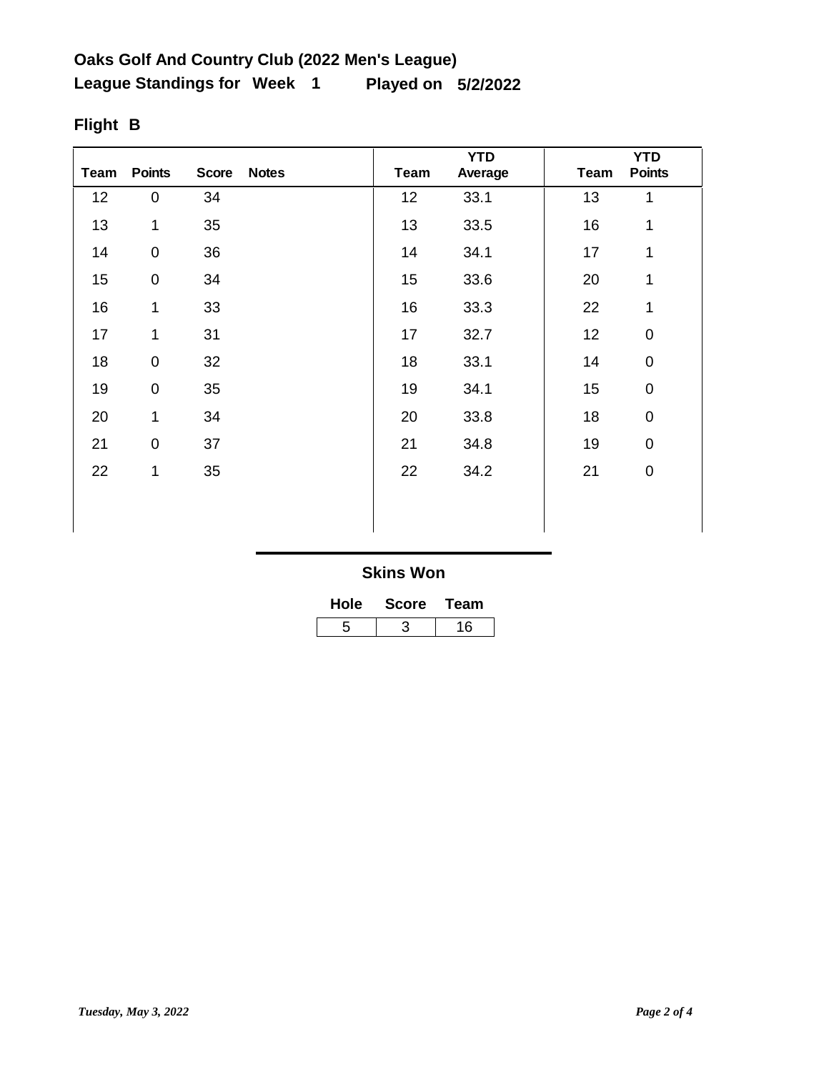**Oaks Golf And Country Club (2022 Men's League)**

**League Standings for Week 1 Played on 5/2/2022**

**Flight B**

| Team | Points | Score | Notes | Team | YTD Average | Team | YTD Points |
|---|---|---|---|---|---|---|---|
| 12 | 0 | 34 | | 12 | 33.1 | 13 | 1 |
| 13 | 1 | 35 | | 13 | 33.5 | 16 | 1 |
| 14 | 0 | 36 | | 14 | 34.1 | 17 | 1 |
| 15 | 0 | 34 | | 15 | 33.6 | 20 | 1 |
| 16 | 1 | 33 | | 16 | 33.3 | 22 | 1 |
| 17 | 1 | 31 | | 17 | 32.7 | 12 | 0 |
| 18 | 0 | 32 | | 18 | 33.1 | 14 | 0 |
| 19 | 0 | 35 | | 19 | 34.1 | 15 | 0 |
| 20 | 1 | 34 | | 20 | 33.8 | 18 | 0 |
| 21 | 0 | 37 | | 21 | 34.8 | 19 | 0 |
| 22 | 1 | 35 | | 22 | 34.2 | 21 | 0 |

**Skins Won**

| Hole | Score | Team |
|---|---|---|
| 5 | 3 | 16 |

*Tuesday, May 3, 2022*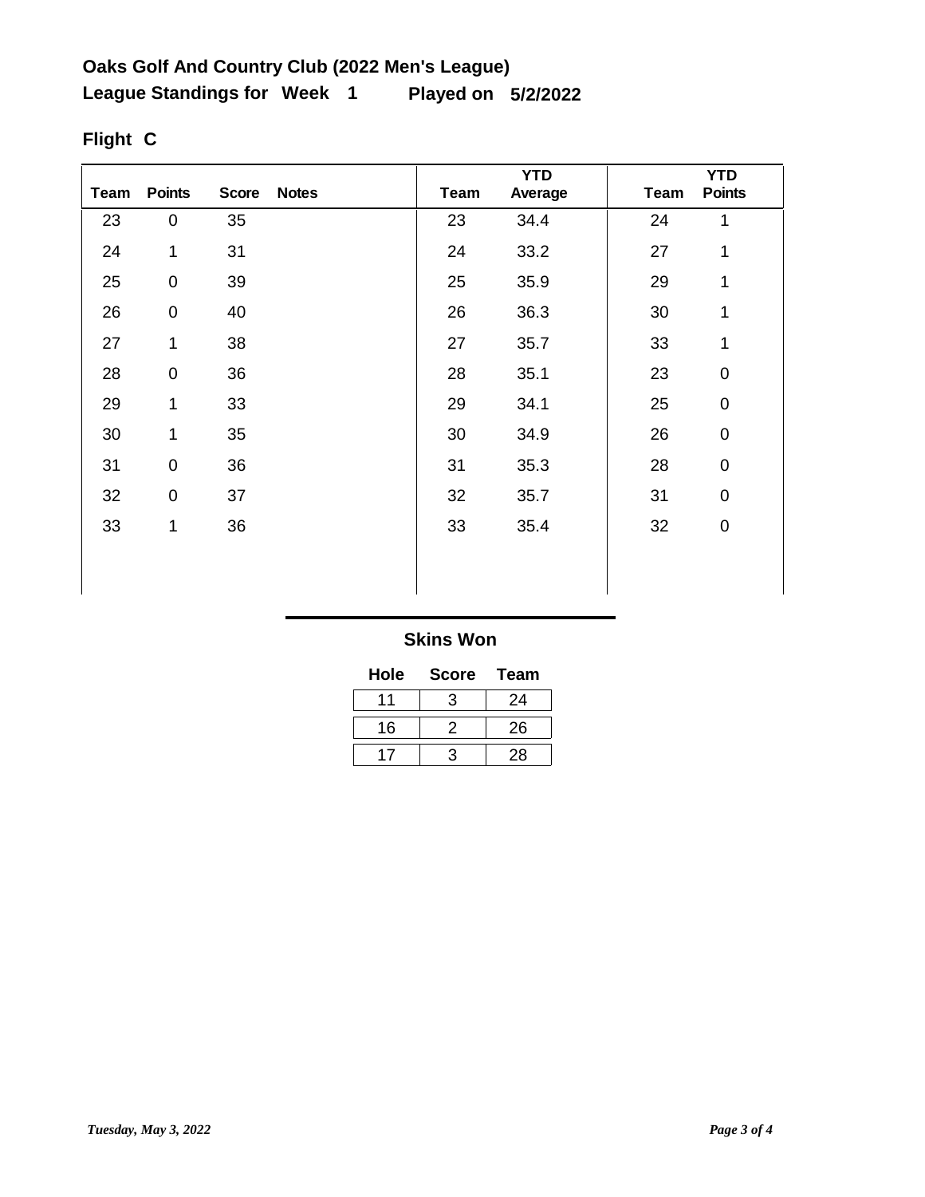**Oaks Golf And Country Club (2022 Men's League)**

**League Standings for Week 1 Played on 5/2/2022**

**Flight C**

| Team | Points | Score | Notes | Team | YTD Average | Team | YTD Points |
|---|---|---|---|---|---|---|---|
| 23 | 0 | 35 | | 23 | 34.4 | 24 | 1 |
| 24 | 1 | 31 | | 24 | 33.2 | 27 | 1 |
| 25 | 0 | 39 | | 25 | 35.9 | 29 | 1 |
| 26 | 0 | 40 | | 26 | 36.3 | 30 | 1 |
| 27 | 1 | 38 | | 27 | 35.7 | 33 | 1 |
| 28 | 0 | 36 | | 28 | 35.1 | 23 | 0 |
| 29 | 1 | 33 | | 29 | 34.1 | 25 | 0 |
| 30 | 1 | 35 | | 30 | 34.9 | 26 | 0 |
| 31 | 0 | 36 | | 31 | 35.3 | 28 | 0 |
| 32 | 0 | 37 | | 32 | 35.7 | 31 | 0 |
| 33 | 1 | 36 | | 33 | 35.4 | 32 | 0 |

**Skins Won**

| Hole | Score | Team |
|---|---|---|
| 11 | 3 | 24 |
| 16 | 2 | 26 |
| 17 | 3 | 28 |

*Tuesday, May 3, 2022*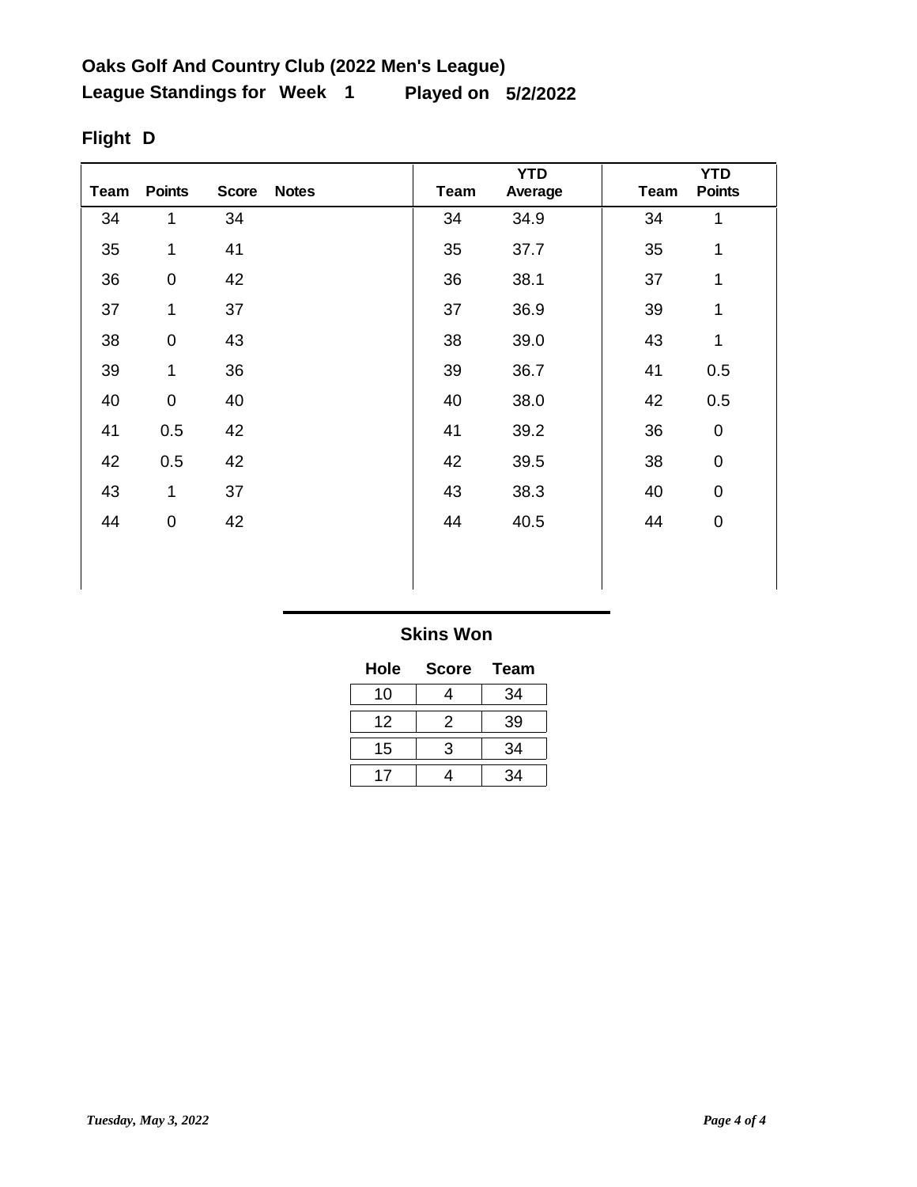**Oaks Golf And Country Club (2022 Men's League)**

**League Standings for Week 1 Played on 5/2/2022**

**Flight D**

| Team | Points | Score | Notes | Team | YTD Average | Team | YTD Points |
|---|---|---|---|---|---|---|---|
| 34 | 1 | 34 | | 34 | 34.9 | 34 | 1 |
| 35 | 1 | 41 | | 35 | 37.7 | 35 | 1 |
| 36 | 0 | 42 | | 36 | 38.1 | 37 | 1 |
| 37 | 1 | 37 | | 37 | 36.9 | 39 | 1 |
| 38 | 0 | 43 | | 38 | 39.0 | 43 | 1 |
| 39 | 1 | 36 | | 39 | 36.7 | 41 | 0.5 |
| 40 | 0 | 40 | | 40 | 38.0 | 42 | 0.5 |
| 41 | 0.5 | 42 | | 41 | 39.2 | 36 | 0 |
| 42 | 0.5 | 42 | | 42 | 39.5 | 38 | 0 |
| 43 | 1 | 37 | | 43 | 38.3 | 40 | 0 |
| 44 | 0 | 42 | | 44 | 40.5 | 44 | 0 |

**Skins Won**

| Hole | Score | Team |
|---|---|---|
| 10 | 4 | 34 |
| 12 | 2 | 39 |
| 15 | 3 | 34 |
| 17 | 4 | 34 |

*Tuesday, May 3, 2022*